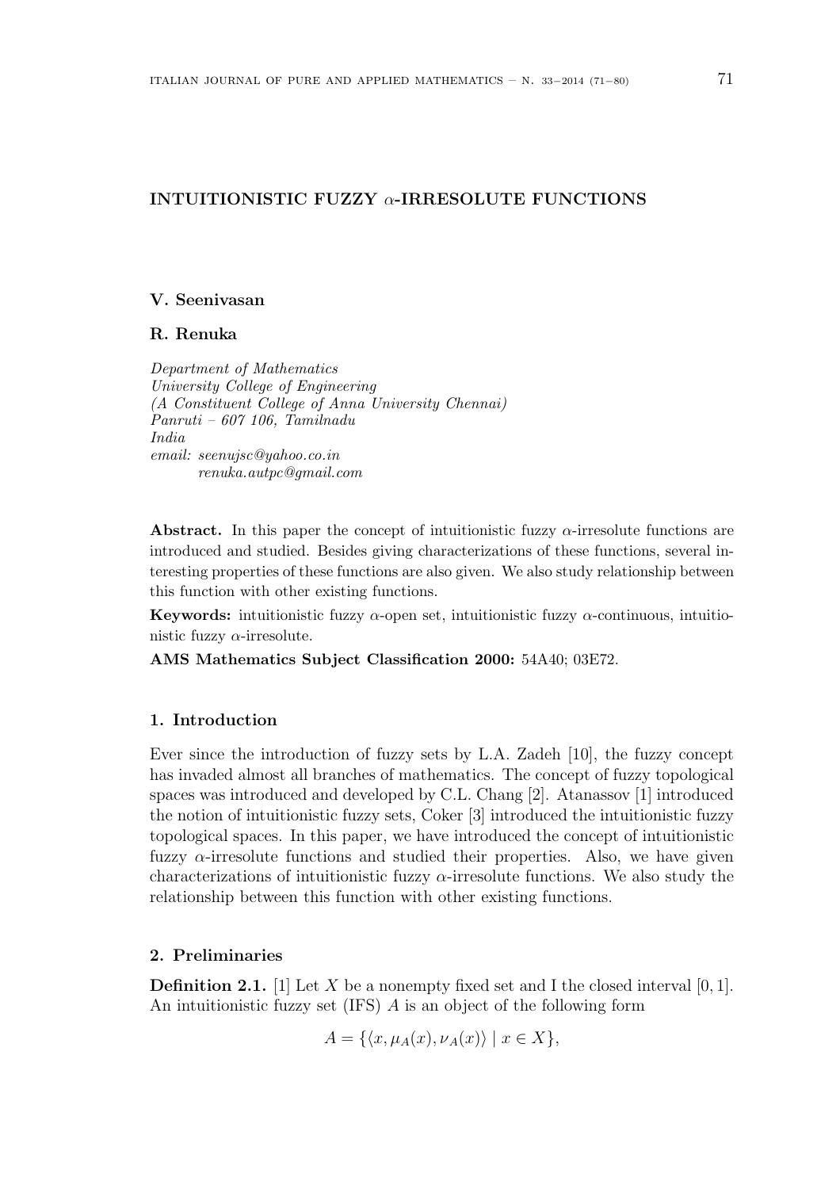# INTUITIONISTIC FUZZY $\alpha$-IRRESOLUTE FUNCTIONS

**V. Seenivasan**

**R. Renuka**

*Department of Mathematics*
*University College of Engineering*
*(A Constituent College of Anna University Chennai)*
*Panruti – 607 106, Tamilnadu*
*India*
*email: seenujsc@yahoo.co.in*
*renuka.autpc@gmail.com*

**Abstract.** In this paper the concept of intuitionistic fuzzy $\alpha$-irresolute functions are introduced and studied. Besides giving characterizations of these functions, several interesting properties of these functions are also given. We also study relationship between this function with other existing functions.

**Keywords:** intuitionistic fuzzy $\alpha$-open set, intuitionistic fuzzy $\alpha$-continuous, intuitionistic fuzzy $\alpha$-irresolute.

**AMS Mathematics Subject Classification 2000:** 54A40; 03E72.

## 1. Introduction

Ever since the introduction of fuzzy sets by L.A. Zadeh [10], the fuzzy concept has invaded almost all branches of mathematics. The concept of fuzzy topological spaces was introduced and developed by C.L. Chang [2]. Atanassov [1] introduced the notion of intuitionistic fuzzy sets, Coker [3] introduced the intuitionistic fuzzy topological spaces. In this paper, we have introduced the concept of intuitionistic fuzzy $\alpha$-irresolute functions and studied their properties. Also, we have given characterizations of intuitionistic fuzzy $\alpha$-irresolute functions. We also study the relationship between this function with other existing functions.

## 2. Preliminaries

**Definition 2.1.** [1] Let $X$ be a nonempty fixed set and I the closed interval $[0, 1]$. An intuitionistic fuzzy set (IFS) $A$ is an object of the following form

$$A = \{\langle x, \mu_A(x), \nu_A(x)\rangle \mid x \in X\},$$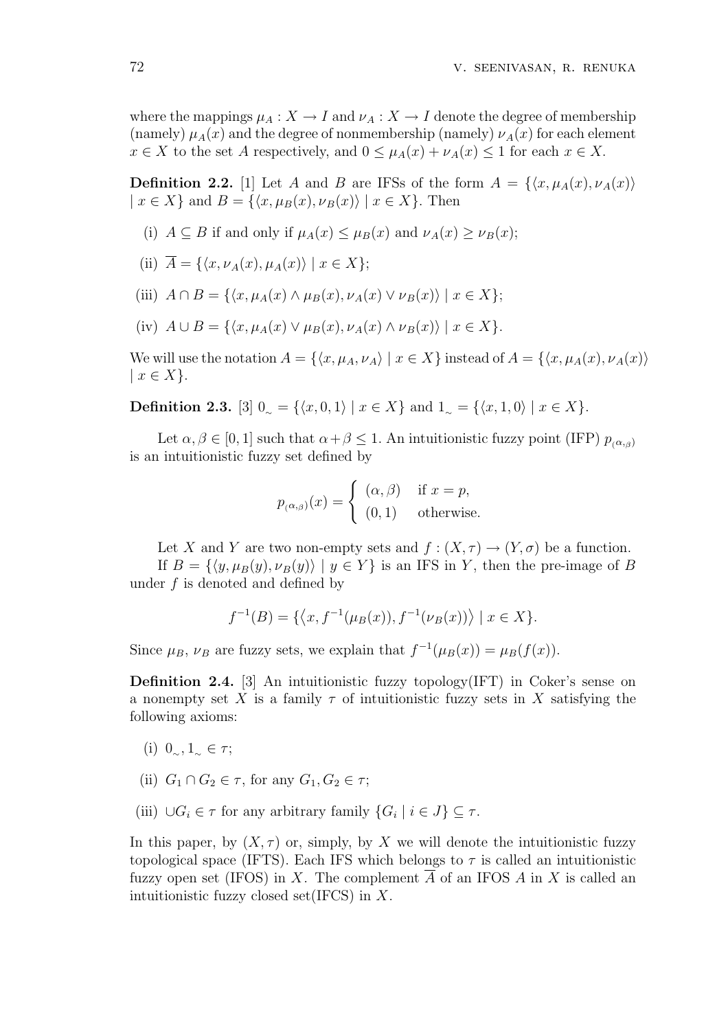where the mappings $\mu_A : X \to I$ and $\nu_A : X \to I$ denote the degree of membership (namely) $\mu_A(x)$ and the degree of nonmembership (namely) $\nu_A(x)$ for each element $x \in X$ to the set $A$ respectively, and $0 \leq \mu_A(x) + \nu_A(x) \leq 1$ for each $x \in X$.

**Definition 2.2.** [1] Let $A$ and $B$ are IFSs of the form $A = \{\langle x, \mu_A(x), \nu_A(x)\rangle \mid x \in X\}$ and $B = \{\langle x, \mu_B(x), \nu_B(x)\rangle \mid x \in X\}$. Then

(i) $A \subseteq B$ if and only if $\mu_A(x) \leq \mu_B(x)$ and $\nu_A(x) \geq \nu_B(x)$;

(ii) $\overline{A} = \{\langle x, \nu_A(x), \mu_A(x)\rangle \mid x \in X\}$;

(iii) $A \cap B = \{\langle x, \mu_A(x) \wedge \mu_B(x), \nu_A(x) \vee \nu_B(x)\rangle \mid x \in X\}$;

(iv) $A \cup B = \{\langle x, \mu_A(x) \vee \mu_B(x), \nu_A(x) \wedge \nu_B(x)\rangle \mid x \in X\}$.

We will use the notation $A = \{\langle x, \mu_A, \nu_A\rangle \mid x \in X\}$ instead of $A = \{\langle x, \mu_A(x), \nu_A(x)\rangle \mid x \in X\}$.

**Definition 2.3.** [3] $0_\sim = \{\langle x, 0, 1\rangle \mid x \in X\}$ and $1_\sim = \{\langle x, 1, 0\rangle \mid x \in X\}$.

Let $\alpha, \beta \in [0, 1]$ such that $\alpha + \beta \leq 1$. An intuitionistic fuzzy point (IFP) $p_{(\alpha,\beta)}$ is an intuitionistic fuzzy set defined by

$$p_{(\alpha,\beta)}(x) = \begin{cases} (\alpha, \beta) & \text{if } x = p, \\ (0, 1) & \text{otherwise.} \end{cases}$$

Let $X$ and $Y$ are two non-empty sets and $f : (X, \tau) \to (Y, \sigma)$ be a function.

If $B = \{\langle y, \mu_B(y), \nu_B(y)\rangle \mid y \in Y\}$ is an IFS in $Y$, then the pre-image of $B$ under $f$ is denoted and defined by

$$f^{-1}(B) = \{\langle x, f^{-1}(\mu_B(x)), f^{-1}(\nu_B(x))\rangle \mid x \in X\}.$$

Since $\mu_B$, $\nu_B$ are fuzzy sets, we explain that $f^{-1}(\mu_B(x)) = \mu_B(f(x))$.

**Definition 2.4.** [3] An intuitionistic fuzzy topology(IFT) in Coker's sense on a nonempty set $X$ is a family $\tau$ of intuitionistic fuzzy sets in $X$ satisfying the following axioms:

(i) $0_\sim, 1_\sim \in \tau$;

(ii) $G_1 \cap G_2 \in \tau$, for any $G_1, G_2 \in \tau$;

(iii) $\cup G_i \in \tau$ for any arbitrary family $\{G_i \mid i \in J\} \subseteq \tau$.

In this paper, by $(X, \tau)$ or, simply, by $X$ we will denote the intuitionistic fuzzy topological space (IFTS). Each IFS which belongs to $\tau$ is called an intuitionistic fuzzy open set (IFOS) in $X$. The complement $\overline{A}$ of an IFOS $A$ in $X$ is called an intuitionistic fuzzy closed set(IFCS) in $X$.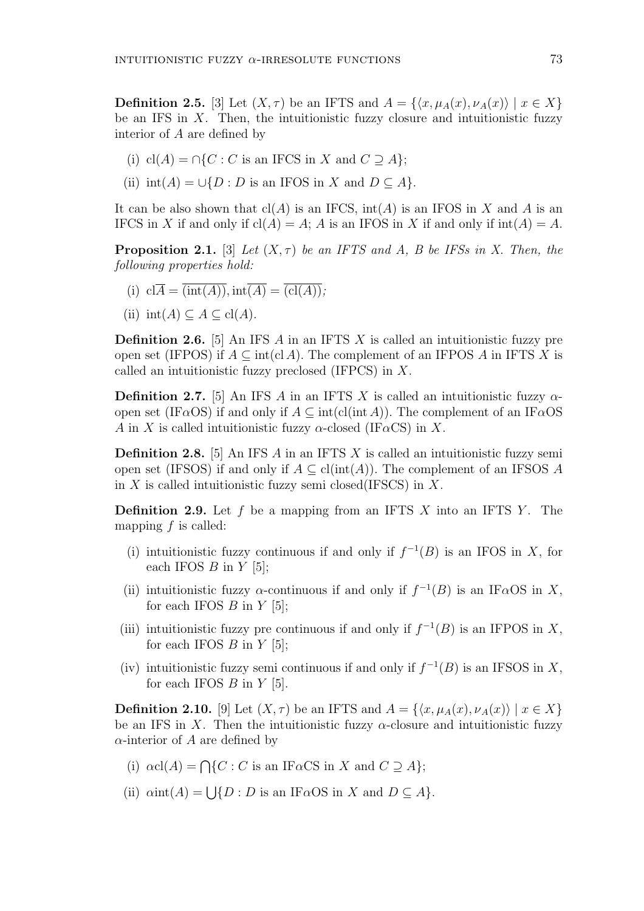**Definition 2.5.** [3] Let $(X, \tau)$ be an IFTS and $A = \{\langle x, \mu_A(x), \nu_A(x)\rangle \mid x \in X\}$ be an IFS in $X$. Then, the intuitionistic fuzzy closure and intuitionistic fuzzy interior of $A$ are defined by

(i) $\mathrm{cl}(A) = \cap\{C : C \text{ is an IFCS in } X \text{ and } C \supseteq A\}$;

(ii) $\mathrm{int}(A) = \cup\{D : D \text{ is an IFOS in } X \text{ and } D \subseteq A\}$.

It can be also shown that $\mathrm{cl}(A)$ is an IFCS, $\mathrm{int}(A)$ is an IFOS in $X$ and $A$ is an IFCS in $X$ if and only if $\mathrm{cl}(A) = A$; $A$ is an IFOS in $X$ if and only if $\mathrm{int}(A) = A$.

**Proposition 2.1.** [3] *Let $(X, \tau)$ be an IFTS and $A$, $B$ be IFSs in $X$. Then, the following properties hold:*

(i) $\mathrm{cl}\overline{A} = \overline{(\mathrm{int}(A))}, \mathrm{int}\overline{(A)} = \overline{(\mathrm{cl}(A))}$;

(ii) $\mathrm{int}(A) \subseteq A \subseteq \mathrm{cl}(A)$.

**Definition 2.6.** [5] An IFS $A$ in an IFTS $X$ is called an intuitionistic fuzzy pre open set (IFPOS) if $A \subseteq \mathrm{int}(\mathrm{cl}\, A)$. The complement of an IFPOS $A$ in IFTS $X$ is called an intuitionistic fuzzy preclosed (IFPCS) in $X$.

**Definition 2.7.** [5] An IFS $A$ in an IFTS $X$ is called an intuitionistic fuzzy $\alpha$-open set (IF$\alpha$OS) if and only if $A \subseteq \mathrm{int}(\mathrm{cl}(\mathrm{int}\, A))$. The complement of an IF$\alpha$OS $A$ in $X$ is called intuitionistic fuzzy $\alpha$-closed (IF$\alpha$CS) in $X$.

**Definition 2.8.** [5] An IFS $A$ in an IFTS $X$ is called an intuitionistic fuzzy semi open set (IFSOS) if and only if $A \subseteq \mathrm{cl}(\mathrm{int}(A))$. The complement of an IFSOS $A$ in $X$ is called intuitionistic fuzzy semi closed(IFSCS) in $X$.

**Definition 2.9.** Let $f$ be a mapping from an IFTS $X$ into an IFTS $Y$. The mapping $f$ is called:

(i) intuitionistic fuzzy continuous if and only if $f^{-1}(B)$ is an IFOS in $X$, for each IFOS $B$ in $Y$ [5];

(ii) intuitionistic fuzzy $\alpha$-continuous if and only if $f^{-1}(B)$ is an IF$\alpha$OS in $X$, for each IFOS $B$ in $Y$ [5];

(iii) intuitionistic fuzzy pre continuous if and only if $f^{-1}(B)$ is an IFPOS in $X$, for each IFOS $B$ in $Y$ [5];

(iv) intuitionistic fuzzy semi continuous if and only if $f^{-1}(B)$ is an IFSOS in $X$, for each IFOS $B$ in $Y$ [5].

**Definition 2.10.** [9] Let $(X, \tau)$ be an IFTS and $A = \{\langle x, \mu_A(x), \nu_A(x)\rangle \mid x \in X\}$ be an IFS in $X$. Then the intuitionistic fuzzy $\alpha$-closure and intuitionistic fuzzy $\alpha$-interior of $A$ are defined by

(i) $\alpha\mathrm{cl}(A) = \bigcap\{C : C \text{ is an IF}\alpha\text{CS in } X \text{ and } C \supseteq A\}$;

(ii) $\alpha\mathrm{int}(A) = \bigcup\{D : D \text{ is an IF}\alpha\text{OS in } X \text{ and } D \subseteq A\}$.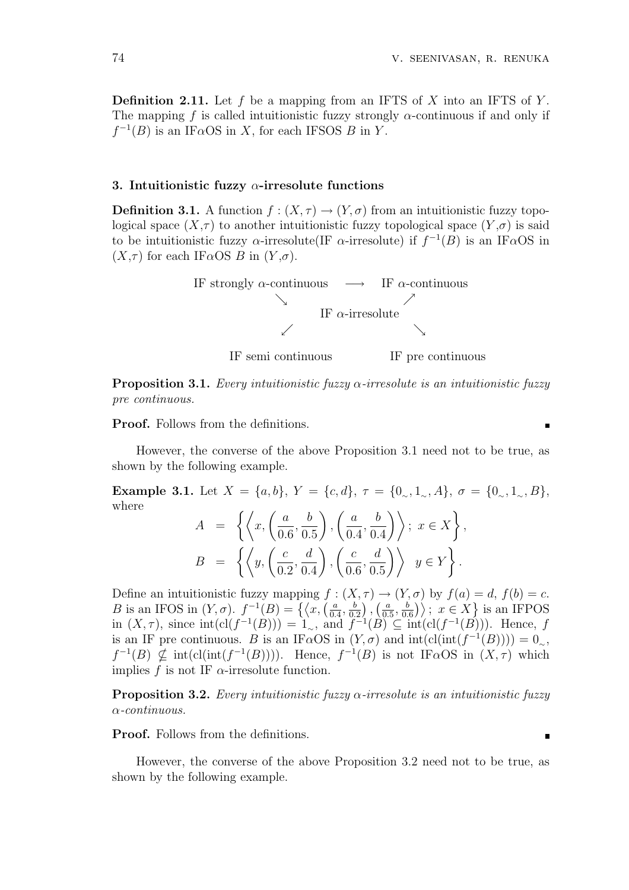**Definition 2.11.** Let $f$ be a mapping from an IFTS of $X$ into an IFTS of $Y$. The mapping $f$ is called intuitionistic fuzzy strongly $\alpha$-continuous if and only if $f^{-1}(B)$ is an IF$\alpha$OS in $X$, for each IFSOS $B$ in $Y$.

### 3. Intuitionistic fuzzy $\alpha$-irresolute functions

**Definition 3.1.** A function $f : (X, \tau) \to (Y, \sigma)$ from an intuitionistic fuzzy topological space $(X,\tau)$ to another intuitionistic fuzzy topological space $(Y,\sigma)$ is said to be intuitionistic fuzzy $\alpha$-irresolute(IF $\alpha$-irresolute) if $f^{-1}(B)$ is an IF$\alpha$OS in $(X,\tau)$ for each IF$\alpha$OS $B$ in $(Y,\sigma)$.

$$
\begin{array}{ccccc}
\text{IF strongly } \alpha\text{-continuous} & & \longrightarrow & & \text{IF } \alpha\text{-continuous} \\
& \searrow & & \nearrow & \\
& & \text{IF } \alpha\text{-irresolute} & & \\
& \swarrow & & \searrow & \\
\text{IF semi continuous} & & & & \text{IF pre continuous}
\end{array}
$$

**Proposition 3.1.** *Every intuitionistic fuzzy $\alpha$-irresolute is an intuitionistic fuzzy pre continuous.*

**Proof.** Follows from the definitions. ∎

However, the converse of the above Proposition 3.1 need not to be true, as shown by the following example.

**Example 3.1.** Let $X = \{a, b\}$, $Y = \{c, d\}$, $\tau = \{0_\sim, 1_\sim, A\}$, $\sigma = \{0_\sim, 1_\sim, B\}$, where

$$
\begin{aligned}
A &= \left\{\left\langle x, \left(\frac{a}{0.6}, \frac{b}{0.5}\right), \left(\frac{a}{0.4}, \frac{b}{0.4}\right)\right\rangle;\ x \in X\right\}, \\
B &= \left\{\left\langle y, \left(\frac{c}{0.2}, \frac{d}{0.4}\right), \left(\frac{c}{0.6}, \frac{d}{0.5}\right)\right\rangle\ \ y \in Y\right\}.
\end{aligned}
$$

Define an intuitionistic fuzzy mapping $f : (X, \tau) \to (Y, \sigma)$ by $f(a) = d$, $f(b) = c$. $B$ is an IFOS in $(Y, \sigma)$. $f^{-1}(B) = \left\{\left\langle x, \left(\frac{a}{0.4}, \frac{b}{0.2}\right), \left(\frac{a}{0.5}, \frac{b}{0.6}\right)\right\rangle;\ x \in X\right\}$ is an IFPOS in $(X, \tau)$, since $\text{int}(\text{cl}(f^{-1}(B))) = 1_\sim$, and $f^{-1}(B) \subseteq \text{int}(\text{cl}(f^{-1}(B)))$. Hence, $f$ is an IF pre continuous. $B$ is an IF$\alpha$OS in $(Y, \sigma)$ and $\text{int}(\text{cl}(\text{int}(f^{-1}(B)))) = 0_\sim$, $f^{-1}(B) \nsubseteq \text{int}(\text{cl}(\text{int}(f^{-1}(B))))$. Hence, $f^{-1}(B)$ is not IF$\alpha$OS in $(X, \tau)$ which implies $f$ is not IF $\alpha$-irresolute function.

**Proposition 3.2.** *Every intuitionistic fuzzy $\alpha$-irresolute is an intuitionistic fuzzy $\alpha$-continuous.*

**Proof.** Follows from the definitions. ∎

However, the converse of the above Proposition 3.2 need not to be true, as shown by the following example.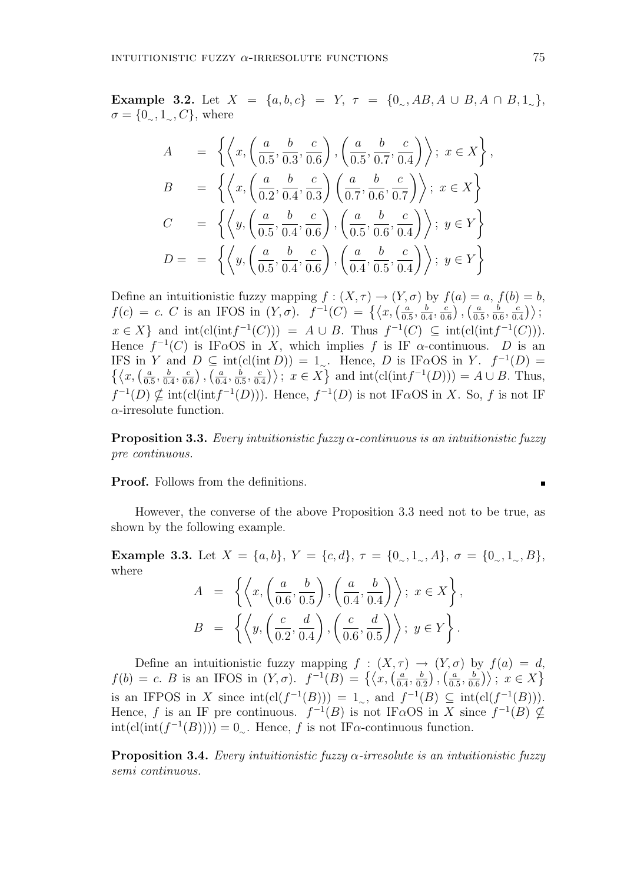**Example 3.2.** Let $X = \{a, b, c\} = Y$, $\tau = \{0_\sim, AB, A \cup B, A \cap B, 1_\sim\}$, $\sigma = \{0_\sim, 1_\sim, C\}$, where

$$
\begin{aligned}
A &= \left\{ \left\langle x, \left( \frac{a}{0.5}, \frac{b}{0.3}, \frac{c}{0.6} \right), \left( \frac{a}{0.5}, \frac{b}{0.7}, \frac{c}{0.4} \right) \right\rangle ;\ x \in X \right\}, \\
B &= \left\{ \left\langle x, \left( \frac{a}{0.2}, \frac{b}{0.4}, \frac{c}{0.3} \right) \left( \frac{a}{0.7}, \frac{b}{0.6}, \frac{c}{0.7} \right) \right\rangle ;\ x \in X \right\} \\
C &= \left\{ \left\langle y, \left( \frac{a}{0.5}, \frac{b}{0.4}, \frac{c}{0.6} \right), \left( \frac{a}{0.5}, \frac{b}{0.6}, \frac{c}{0.4} \right) \right\rangle ;\ y \in Y \right\} \\
D = &= \left\{ \left\langle y, \left( \frac{a}{0.5}, \frac{b}{0.4}, \frac{c}{0.6} \right), \left( \frac{a}{0.4}, \frac{b}{0.5}, \frac{c}{0.4} \right) \right\rangle ;\ y \in Y \right\}
\end{aligned}
$$

Define an intuitionistic fuzzy mapping $f : (X, \tau) \to (Y, \sigma)$ by $f(a) = a$, $f(b) = b$, $f(c) = c$. $C$ is an IFOS in $(Y, \sigma)$. $f^{-1}(C) = \left\{ \left\langle x, \left( \frac{a}{0.5}, \frac{b}{0.4}, \frac{c}{0.6} \right), \left( \frac{a}{0.5}, \frac{b}{0.6}, \frac{c}{0.4} \right) \right\rangle ;\ x \in X \right\}$ and $\text{int}(\text{cl}(\text{int} f^{-1}(C))) = A \cup B$. Thus $f^{-1}(C) \subseteq \text{int}(\text{cl}(\text{int} f^{-1}(C)))$. Hence $f^{-1}(C)$ is IF$\alpha$OS in $X$, which implies $f$ is IF $\alpha$-continuous. $D$ is an IFS in $Y$ and $D \subseteq \text{int}(\text{cl}(\text{int}\, D)) = 1_\sim$. Hence, $D$ is IF$\alpha$OS in $Y$. $f^{-1}(D) = \left\{ \left\langle x, \left( \frac{a}{0.5}, \frac{b}{0.4}, \frac{c}{0.6} \right), \left( \frac{a}{0.4}, \frac{b}{0.5}, \frac{c}{0.4} \right) \right\rangle ;\ x \in X \right\}$ and $\text{int}(\text{cl}(\text{int} f^{-1}(D))) = A \cup B$. Thus, $f^{-1}(D) \nsubseteq \text{int}(\text{cl}(\text{int} f^{-1}(D)))$. Hence, $f^{-1}(D)$ is not IF$\alpha$OS in $X$. So, $f$ is not IF $\alpha$-irresolute function.

**Proposition 3.3.** *Every intuitionistic fuzzy $\alpha$-continuous is an intuitionistic fuzzy pre continuous.*

**Proof.** Follows from the definitions. ∎

However, the converse of the above Proposition 3.3 need not to be true, as shown by the following example.

**Example 3.3.** Let $X = \{a, b\}$, $Y = \{c, d\}$, $\tau = \{0_\sim, 1_\sim, A\}$, $\sigma = \{0_\sim, 1_\sim, B\}$, where

$$
\begin{aligned}
A &= \left\{ \left\langle x, \left( \frac{a}{0.6}, \frac{b}{0.5} \right), \left( \frac{a}{0.4}, \frac{b}{0.4} \right) \right\rangle ;\ x \in X \right\}, \\
B &= \left\{ \left\langle y, \left( \frac{c}{0.2}, \frac{d}{0.4} \right), \left( \frac{c}{0.6}, \frac{d}{0.5} \right) \right\rangle ;\ y \in Y \right\}.
\end{aligned}
$$

Define an intuitionistic fuzzy mapping $f : (X, \tau) \to (Y, \sigma)$ by $f(a) = d$, $f(b) = c$. $B$ is an IFOS in $(Y, \sigma)$. $f^{-1}(B) = \left\{ \left\langle x, \left( \frac{a}{0.4}, \frac{b}{0.2} \right), \left( \frac{a}{0.5}, \frac{b}{0.6} \right) \right\rangle ;\ x \in X \right\}$ is an IFPOS in $X$ since $\text{int}(\text{cl}(f^{-1}(B))) = 1_\sim$, and $f^{-1}(B) \subseteq \text{int}(\text{cl}(f^{-1}(B)))$. Hence, $f$ is an IF pre continuous. $f^{-1}(B)$ is not IF$\alpha$OS in $X$ since $f^{-1}(B) \nsubseteq \text{int}(\text{cl}(\text{int}(f^{-1}(B)))) = 0_\sim$. Hence, $f$ is not IF$\alpha$-continuous function.

**Proposition 3.4.** *Every intuitionistic fuzzy $\alpha$-irresolute is an intuitionistic fuzzy semi continuous.*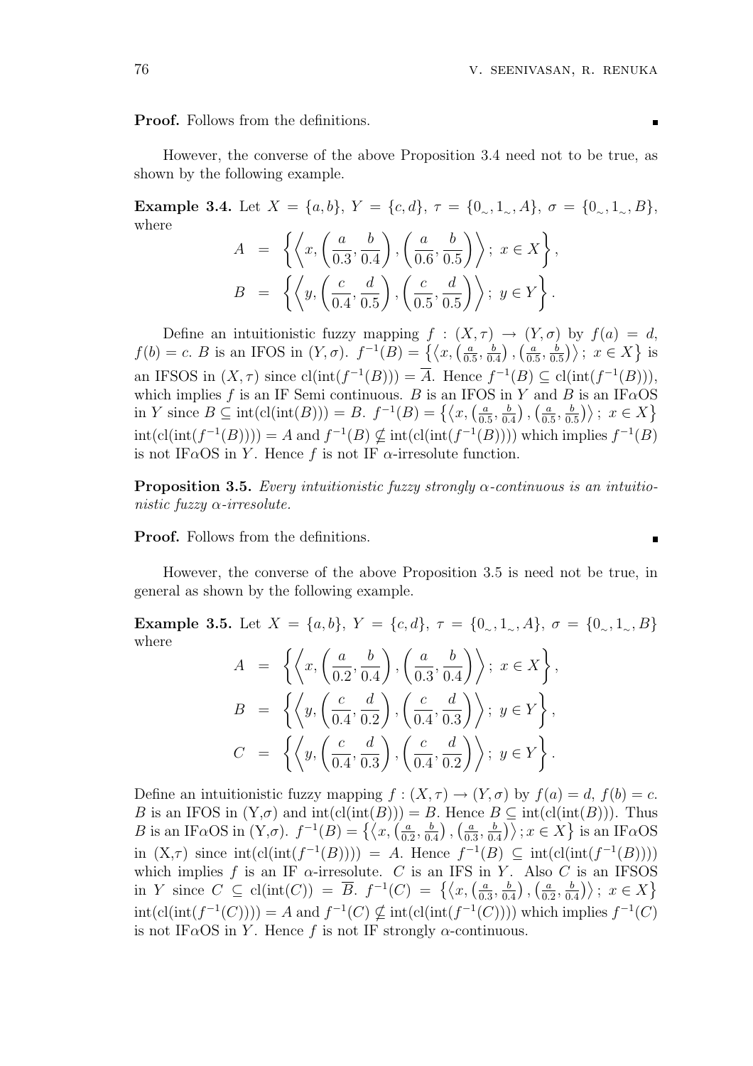**Proof.** Follows from the definitions. ∎

However, the converse of the above Proposition 3.4 need not to be true, as shown by the following example.

**Example 3.4.** Let $X = \{a, b\}$, $Y = \{c, d\}$, $\tau = \{0_\sim, 1_\sim, A\}$, $\sigma = \{0_\sim, 1_\sim, B\}$, where

$$A = \left\{ \left\langle x, \left(\frac{a}{0.3}, \frac{b}{0.4}\right), \left(\frac{a}{0.6}, \frac{b}{0.5}\right) \right\rangle ;\ x \in X \right\},$$

$$B = \left\{ \left\langle y, \left(\frac{c}{0.4}, \frac{d}{0.5}\right), \left(\frac{c}{0.5}, \frac{d}{0.5}\right) \right\rangle ;\ y \in Y \right\}.$$

Define an intuitionistic fuzzy mapping $f : (X, \tau) \to (Y, \sigma)$ by $f(a) = d$, $f(b) = c$. $B$ is an IFOS in $(Y, \sigma)$. $f^{-1}(B) = \left\{ \left\langle x, \left(\frac{a}{0.5}, \frac{b}{0.4}\right), \left(\frac{a}{0.5}, \frac{b}{0.5}\right) \right\rangle ;\ x \in X \right\}$ is an IFSOS in $(X, \tau)$ since $\mathrm{cl}(\mathrm{int}(f^{-1}(B))) = \overline{A}$. Hence $f^{-1}(B) \subseteq \mathrm{cl}(\mathrm{int}(f^{-1}(B)))$, which implies $f$ is an IF Semi continuous. $B$ is an IFOS in $Y$ and $B$ is an IF$\alpha$OS in $Y$ since $B \subseteq \mathrm{int}(\mathrm{cl}(\mathrm{int}(B))) = B$. $f^{-1}(B) = \left\{ \left\langle x, \left(\frac{a}{0.5}, \frac{b}{0.4}\right), \left(\frac{a}{0.5}, \frac{b}{0.5}\right) \right\rangle ;\ x \in X \right\}$ $\mathrm{int}(\mathrm{cl}(\mathrm{int}(f^{-1}(B)))) = A$ and $f^{-1}(B) \nsubseteq \mathrm{int}(\mathrm{cl}(\mathrm{int}(f^{-1}(B))))$ which implies $f^{-1}(B)$ is not IF$\alpha$OS in $Y$. Hence $f$ is not IF $\alpha$-irresolute function.

**Proposition 3.5.** *Every intuitionistic fuzzy strongly $\alpha$-continuous is an intuitionistic fuzzy $\alpha$-irresolute.*

**Proof.** Follows from the definitions. ∎

However, the converse of the above Proposition 3.5 is need not be true, in general as shown by the following example.

**Example 3.5.** Let $X = \{a, b\}$, $Y = \{c, d\}$, $\tau = \{0_\sim, 1_\sim, A\}$, $\sigma = \{0_\sim, 1_\sim, B\}$ where

$$A = \left\{ \left\langle x, \left(\frac{a}{0.2}, \frac{b}{0.4}\right), \left(\frac{a}{0.3}, \frac{b}{0.4}\right) \right\rangle ;\ x \in X \right\},$$

$$B = \left\{ \left\langle y, \left(\frac{c}{0.4}, \frac{d}{0.2}\right), \left(\frac{c}{0.4}, \frac{d}{0.3}\right) \right\rangle ;\ y \in Y \right\},$$

$$C = \left\{ \left\langle y, \left(\frac{c}{0.4}, \frac{d}{0.3}\right), \left(\frac{c}{0.4}, \frac{d}{0.2}\right) \right\rangle ;\ y \in Y \right\}.$$

Define an intuitionistic fuzzy mapping $f : (X, \tau) \to (Y, \sigma)$ by $f(a) = d$, $f(b) = c$. $B$ is an IFOS in $(Y,\sigma)$ and $\mathrm{int}(\mathrm{cl}(\mathrm{int}(B))) = B$. Hence $B \subseteq \mathrm{int}(\mathrm{cl}(\mathrm{int}(B)))$. Thus $B$ is an IF$\alpha$OS in $(Y,\sigma)$. $f^{-1}(B) = \left\{ \left\langle x, \left(\frac{a}{0.2}, \frac{b}{0.4}\right), \left(\frac{a}{0.3}, \frac{b}{0.4}\right) \right\rangle ; x \in X \right\}$ is an IF$\alpha$OS in $(X,\tau)$ since $\mathrm{int}(\mathrm{cl}(\mathrm{int}(f^{-1}(B)))) = A$. Hence $f^{-1}(B) \subseteq \mathrm{int}(\mathrm{cl}(\mathrm{int}(f^{-1}(B))))$ which implies $f$ is an IF $\alpha$-irresolute. $C$ is an IFS in $Y$. Also $C$ is an IFSOS in $Y$ since $C \subseteq \mathrm{cl}(\mathrm{int}(C)) = \overline{B}$. $f^{-1}(C) = \left\{ \left\langle x, \left(\frac{a}{0.3}, \frac{b}{0.4}\right), \left(\frac{a}{0.2}, \frac{b}{0.4}\right) \right\rangle ;\ x \in X \right\}$ $\mathrm{int}(\mathrm{cl}(\mathrm{int}(f^{-1}(C)))) = A$ and $f^{-1}(C) \nsubseteq \mathrm{int}(\mathrm{cl}(\mathrm{int}(f^{-1}(C))))$ which implies $f^{-1}(C)$ is not IF$\alpha$OS in $Y$. Hence $f$ is not IF strongly $\alpha$-continuous.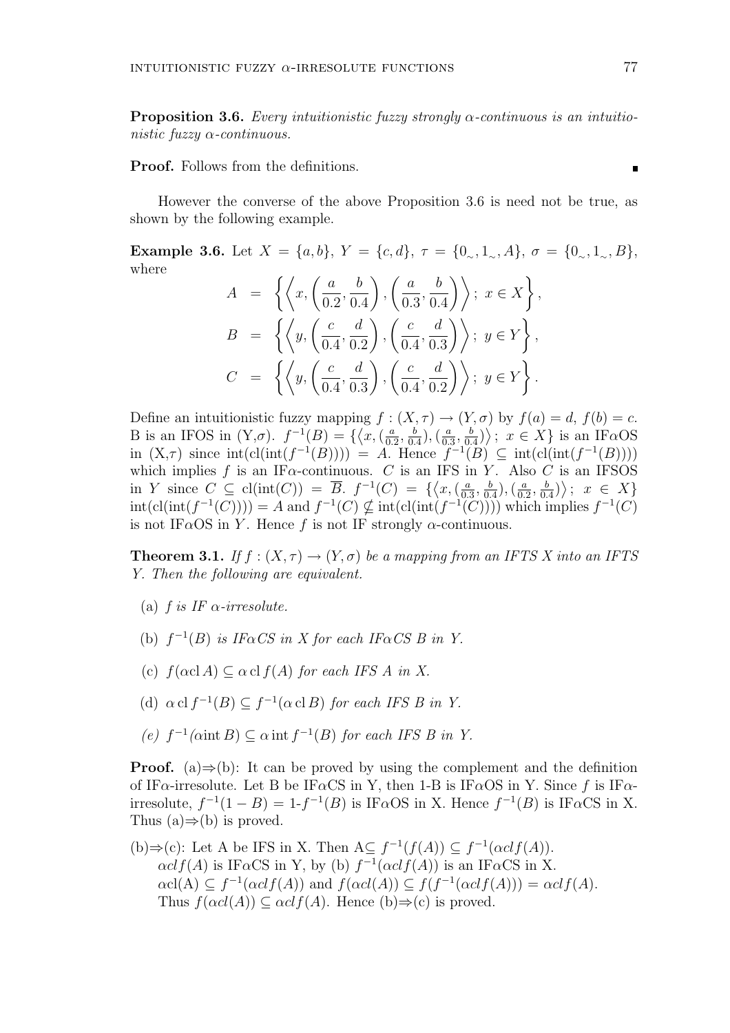**Proposition 3.6.** *Every intuitionistic fuzzy strongly $\alpha$-continuous is an intuitionistic fuzzy $\alpha$-continuous.*

**Proof.** Follows from the definitions. ∎

However the converse of the above Proposition 3.6 is need not be true, as shown by the following example.

**Example 3.6.** Let $X = \{a, b\}$, $Y = \{c, d\}$, $\tau = \{0_\sim, 1_\sim, A\}$, $\sigma = \{0_\sim, 1_\sim, B\}$, where

$$A = \left\{ \left\langle x, \left(\frac{a}{0.2}, \frac{b}{0.4}\right), \left(\frac{a}{0.3}, \frac{b}{0.4}\right) \right\rangle;\ x \in X \right\},$$

$$B = \left\{ \left\langle y, \left(\frac{c}{0.4}, \frac{d}{0.2}\right), \left(\frac{c}{0.4}, \frac{d}{0.3}\right) \right\rangle;\ y \in Y \right\},$$

$$C = \left\{ \left\langle y, \left(\frac{c}{0.4}, \frac{d}{0.3}\right), \left(\frac{c}{0.4}, \frac{d}{0.2}\right) \right\rangle;\ y \in Y \right\}.$$

Define an intuitionistic fuzzy mapping $f : (X, \tau) \to (Y, \sigma)$ by $f(a) = d$, $f(b) = c$. B is an IFOS in $(Y,\sigma)$. $f^{-1}(B) = \{\langle x, (\frac{a}{0.2}, \frac{b}{0.4}), (\frac{a}{0.3}, \frac{b}{0.4})\rangle;\ x \in X\}$ is an IF$\alpha$OS in $(X,\tau)$ since $\mathrm{int}(\mathrm{cl}(\mathrm{int}(f^{-1}(B)))) = A$. Hence $f^{-1}(B) \subseteq \mathrm{int}(\mathrm{cl}(\mathrm{int}(f^{-1}(B))))$ which implies $f$ is an IF$\alpha$-continuous. $C$ is an IFS in $Y$. Also $C$ is an IFSOS in $Y$ since $C \subseteq \mathrm{cl}(\mathrm{int}(C)) = \overline{B}$. $f^{-1}(C) = \{\langle x, (\frac{a}{0.3}, \frac{b}{0.4}), (\frac{a}{0.2}, \frac{b}{0.4})\rangle;\ x \in X\}$ $\mathrm{int}(\mathrm{cl}(\mathrm{int}(f^{-1}(C)))) = A$ and $f^{-1}(C) \nsubseteq \mathrm{int}(\mathrm{cl}(\mathrm{int}(f^{-1}(C))))$ which implies $f^{-1}(C)$ is not IF$\alpha$OS in $Y$. Hence $f$ is not IF strongly $\alpha$-continuous.

**Theorem 3.1.** *If $f : (X, \tau) \to (Y, \sigma)$ be a mapping from an IFTS X into an IFTS Y. Then the following are equivalent.*

(a) *$f$ is IF $\alpha$-irresolute.*

(b) *$f^{-1}(B)$ is IF$\alpha$CS in X for each IF$\alpha$CS B in Y.*

(c) *$f(\alpha\mathrm{cl}\, A) \subseteq \alpha\,\mathrm{cl}\, f(A)$ for each IFS A in X.*

(d) *$\alpha\,\mathrm{cl}\, f^{-1}(B) \subseteq f^{-1}(\alpha\,\mathrm{cl}\, B)$ for each IFS B in Y.*

(e) *$f^{-1}(\alpha\mathrm{int}\, B) \subseteq \alpha\,\mathrm{int}\, f^{-1}(B)$ for each IFS B in Y.*

**Proof.** (a)$\Rightarrow$(b): It can be proved by using the complement and the definition of IF$\alpha$-irresolute. Let B be IF$\alpha$CS in Y, then 1-B is IF$\alpha$OS in Y. Since $f$ is IF$\alpha$-irresolute, $f^{-1}(1 - B) =$ 1-$f^{-1}(B)$ is IF$\alpha$OS in X. Hence $f^{-1}(B)$ is IF$\alpha$CS in X. Thus (a)$\Rightarrow$(b) is proved.

(b)$\Rightarrow$(c): Let A be IFS in X. Then A$\subseteq f^{-1}(f(A)) \subseteq f^{-1}(\alpha cl f(A))$.
$\alpha cl f(A)$ is IF$\alpha$CS in Y, by (b) $f^{-1}(\alpha cl f(A))$ is an IF$\alpha$CS in X.
$\alpha$cl(A) $\subseteq f^{-1}(\alpha cl f(A))$ and $f(\alpha cl(A)) \subseteq f(f^{-1}(\alpha cl f(A))) = \alpha cl f(A)$.
Thus $f(\alpha cl(A)) \subseteq \alpha cl f(A)$. Hence (b)$\Rightarrow$(c) is proved.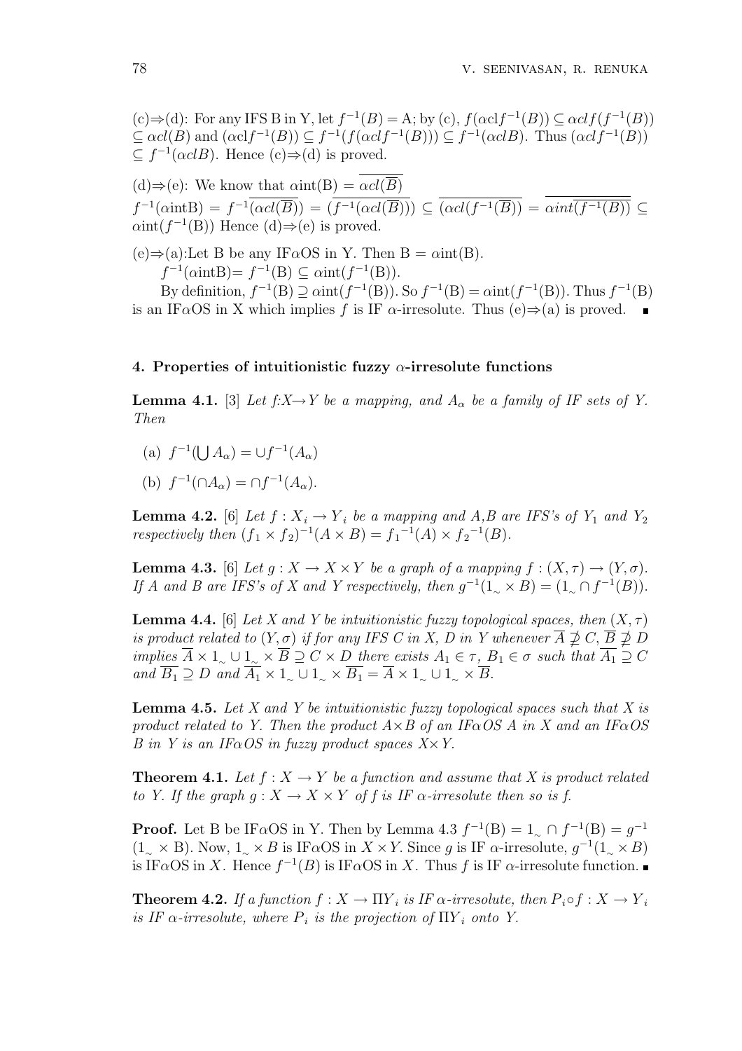(c)⇒(d): For any IFS B in Y, let $f^{-1}(B) = A$; by (c), $f(\alpha cl f^{-1}(B)) \subseteq \alpha cl f(f^{-1}(B)) \subseteq \alpha cl(B)$ and $(\alpha cl f^{-1}(B)) \subseteq f^{-1}(f(\alpha cl f^{-1}(B))) \subseteq f^{-1}(\alpha cl B)$. Thus $(\alpha cl f^{-1}(B)) \subseteq f^{-1}(\alpha cl B)$. Hence (c)⇒(d) is proved.

(d)⇒(e): We know that $\alpha \text{int}(B) = \overline{\alpha cl(\overline{B})}$

$f^{-1}(\alpha \text{int} B) = f^{-1}\overline{(\alpha cl(\overline{B}))} = \overline{(f^{-1}(\alpha cl(\overline{B})))} \subseteq \overline{(\alpha cl(f^{-1}(\overline{B}))} = \overline{\alpha int\overline{(f^{-1}(B))}} \subseteq \alpha \text{int}(f^{-1}(B))$ Hence (d)⇒(e) is proved.

(e)⇒(a):Let B be any IF$\alpha$OS in Y. Then $B = \alpha\text{int}(B)$.

$f^{-1}(\alpha \text{int} B) = f^{-1}(B) \subseteq \alpha\text{int}(f^{-1}(B))$.

By definition, $f^{-1}(B) \supseteq \alpha\text{int}(f^{-1}(B))$. So $f^{-1}(B) = \alpha\text{int}(f^{-1}(B))$. Thus $f^{-1}(B)$ is an IF$\alpha$OS in X which implies $f$ is IF $\alpha$-irresolute. Thus (e)⇒(a) is proved. ∎

## 4. Properties of intuitionistic fuzzy $\alpha$-irresolute functions

**Lemma 4.1.** [3] *Let $f$:X→Y be a mapping, and $A_\alpha$ be a family of IF sets of Y. Then*

(a) $f^{-1}(\bigcup A_\alpha) = \cup f^{-1}(A_\alpha)$

(b) $f^{-1}(\cap A_\alpha) = \cap f^{-1}(A_\alpha)$.

**Lemma 4.2.** [6] *Let $f : X_i \to Y_i$ be a mapping and A,B are IFS's of $Y_1$ and $Y_2$ respectively then $(f_1 \times f_2)^{-1}(A \times B) = {f_1}^{-1}(A) \times {f_2}^{-1}(B)$.*

**Lemma 4.3.** [6] *Let $g : X \to X \times Y$ be a graph of a mapping $f : (X, \tau) \to (Y, \sigma)$. If A and B are IFS's of X and Y respectively, then $g^{-1}(1_\sim \times B) = (1_\sim \cap f^{-1}(B))$.*

**Lemma 4.4.** [6] *Let X and Y be intuitionistic fuzzy topological spaces, then $(X, \tau)$ is product related to $(Y, \sigma)$ if for any IFS C in X, D in Y whenever $\overline{A} \not\supseteq C$, $\overline{B} \not\supseteq D$ implies $\overline{A} \times 1_\sim \cup 1_\sim \times \overline{B} \supseteq C \times D$ there exists $A_1 \in \tau$, $B_1 \in \sigma$ such that $\overline{A_1} \supseteq C$ and $\overline{B_1} \supseteq D$ and $\overline{A_1} \times 1_\sim \cup 1_\sim \times \overline{B_1} = \overline{A} \times 1_\sim \cup 1_\sim \times \overline{B}$.*

**Lemma 4.5.** *Let X and Y be intuitionistic fuzzy topological spaces such that X is product related to Y. Then the product A×B of an IF$\alpha$OS A in X and an IF$\alpha$OS B in Y is an IF$\alpha$OS in fuzzy product spaces X×Y.*

**Theorem 4.1.** *Let $f : X \to Y$ be a function and assume that X is product related to Y. If the graph $g : X \to X \times Y$ of $f$ is IF $\alpha$-irresolute then so is $f$.*

**Proof.** Let B be IF$\alpha$OS in Y. Then by Lemma 4.3 $f^{-1}(B) = 1_\sim \cap f^{-1}(B) = g^{-1}(1_\sim \times B)$. Now, $1_\sim \times B$ is IF$\alpha$OS in $X \times Y$. Since $g$ is IF $\alpha$-irresolute, $g^{-1}(1_\sim \times B)$ is IF$\alpha$OS in $X$. Hence $f^{-1}(B)$ is IF$\alpha$OS in $X$. Thus $f$ is IF $\alpha$-irresolute function. ∎

**Theorem 4.2.** *If a function $f : X \to \Pi Y_i$ is IF $\alpha$-irresolute, then $P_i \circ f : X \to Y_i$ is IF $\alpha$-irresolute, where $P_i$ is the projection of $\Pi Y_i$ onto Y.*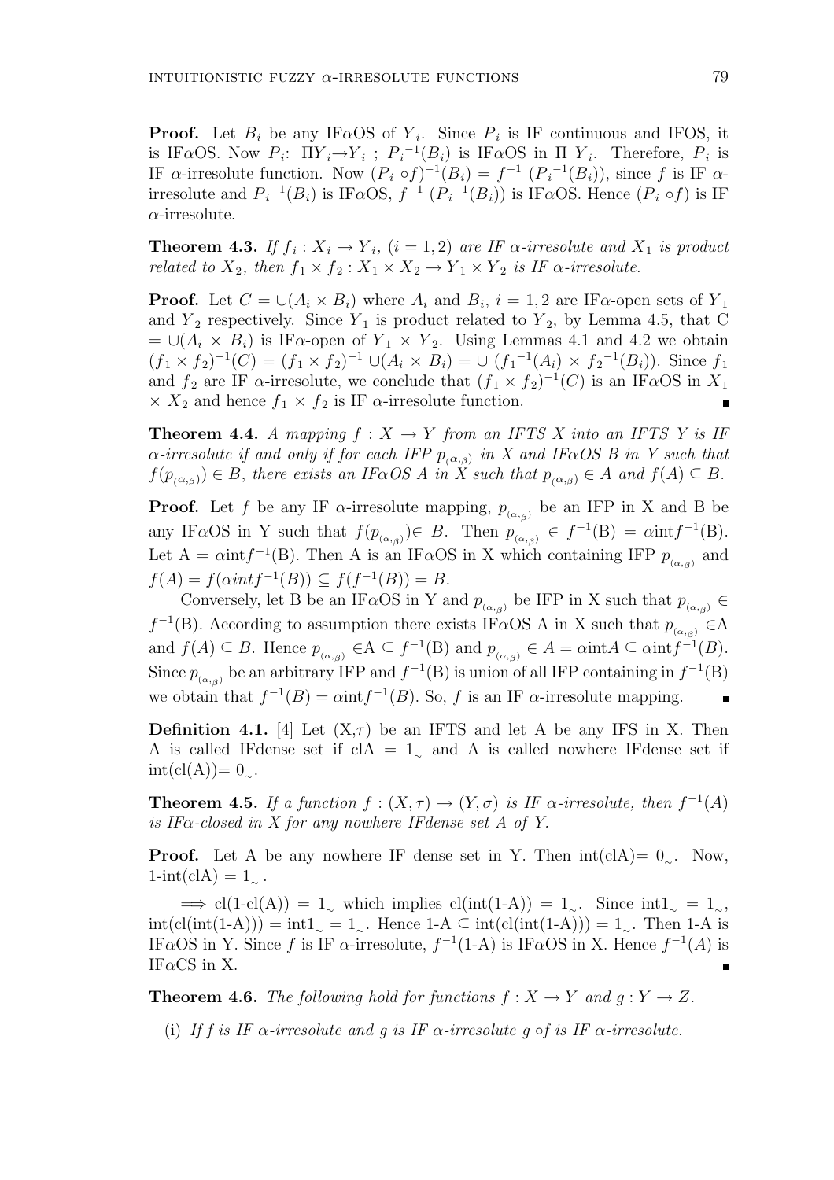**Proof.** Let $B_i$ be any IF$\alpha$OS of $Y_i$. Since $P_i$ is IF continuous and IFOS, it is IF$\alpha$OS. Now $P_i$: $\Pi Y_i \to Y_i$ ; $P_i^{-1}(B_i)$ is IF$\alpha$OS in $\Pi$ $Y_i$. Therefore, $P_i$ is IF $\alpha$-irresolute function. Now $(P_i \circ f)^{-1}(B_i) = f^{-1}$ $(P_i^{-1}(B_i))$, since $f$ is IF $\alpha$-irresolute and $P_i^{-1}(B_i)$ is IF$\alpha$OS, $f^{-1}$ $(P_i^{-1}(B_i))$ is IF$\alpha$OS. Hence $(P_i \circ f)$ is IF $\alpha$-irresolute.

**Theorem 4.3.** *If $f_i : X_i \to Y_i$, $(i = 1, 2)$ are IF $\alpha$-irresolute and $X_1$ is product related to $X_2$, then $f_1 \times f_2 : X_1 \times X_2 \to Y_1 \times Y_2$ is IF $\alpha$-irresolute.*

**Proof.** Let $C = \cup(A_i \times B_i)$ where $A_i$ and $B_i$, $i = 1, 2$ are IF$\alpha$-open sets of $Y_1$ and $Y_2$ respectively. Since $Y_1$ is product related to $Y_2$, by Lemma 4.5, that C $= \cup(A_i \times B_i)$ is IF$\alpha$-open of $Y_1 \times Y_2$. Using Lemmas 4.1 and 4.2 we obtain $(f_1 \times f_2)^{-1}(C) = (f_1 \times f_2)^{-1} \cup(A_i \times B_i) = \cup$ $(f_1{}^{-1}(A_i) \times f_2{}^{-1}(B_i))$. Since $f_1$ and $f_2$ are IF $\alpha$-irresolute, we conclude that $(f_1 \times f_2)^{-1}(C)$ is an IF$\alpha$OS in $X_1$ $\times$ $X_2$ and hence $f_1 \times f_2$ is IF $\alpha$-irresolute function. ∎

**Theorem 4.4.** *A mapping $f : X \to Y$ from an IFTS X into an IFTS Y is IF $\alpha$-irresolute if and only if for each IFP $p_{(\alpha,\beta)}$ in X and IF$\alpha$OS B in Y such that $f(p_{(\alpha,\beta)}) \in B$, there exists an IF$\alpha$OS A in X such that $p_{(\alpha,\beta)} \in A$ and $f(A) \subseteq B$.*

**Proof.** Let $f$ be any IF $\alpha$-irresolute mapping, $p_{(\alpha,\beta)}$ be an IFP in X and B be any IF$\alpha$OS in Y such that $f(p_{(\alpha,\beta)}) \in B$. Then $p_{(\alpha,\beta)} \in f^{-1}(\mathrm{B}) = \alpha\mathrm{int}f^{-1}(\mathrm{B})$. Let A $= \alpha\mathrm{int}f^{-1}(\mathrm{B})$. Then A is an IF$\alpha$OS in X which containing IFP $p_{(\alpha,\beta)}$ and $f(A) = f(\alpha int f^{-1}(B)) \subseteq f(f^{-1}(B)) = B$.

Conversely, let B be an IF$\alpha$OS in Y and $p_{(\alpha,\beta)}$ be IFP in X such that $p_{(\alpha,\beta)} \in f^{-1}(\mathrm{B})$. According to assumption there exists IF$\alpha$OS A in X such that $p_{(\alpha,\beta)} \in$A and $f(A) \subseteq B$. Hence $p_{(\alpha,\beta)} \in \mathrm{A} \subseteq f^{-1}(\mathrm{B})$ and $p_{(\alpha,\beta)} \in A = \alpha\mathrm{int}A \subseteq \alpha\mathrm{int}f^{-1}(B)$. Since $p_{(\alpha,\beta)}$ be an arbitrary IFP and $f^{-1}(\mathrm{B})$ is union of all IFP containing in $f^{-1}(\mathrm{B})$ we obtain that $f^{-1}(B) = \alpha\mathrm{int}f^{-1}(B)$. So, $f$ is an IF $\alpha$-irresolute mapping. ∎

**Definition 4.1.** [4] Let (X,$\tau$) be an IFTS and let A be any IFS in X. Then A is called IFdense set if clA $= 1_\sim$ and A is called nowhere IFdense set if int(cl(A))$= 0_\sim$.

**Theorem 4.5.** *If a function $f : (X, \tau) \to (Y, \sigma)$ is IF $\alpha$-irresolute, then $f^{-1}(A)$ is IF$\alpha$-closed in X for any nowhere IFdense set A of Y.*

**Proof.** Let A be any nowhere IF dense set in Y. Then int(clA)$= 0_\sim$. Now, 1-int(clA) $= 1_\sim$ .

$\Longrightarrow$ cl(1-cl(A)) $= 1_\sim$ which implies cl(int(1-A)) $= 1_\sim$. Since int$1_\sim = 1_\sim$, int(cl(int(1-A))) $=$ int$1_\sim = 1_\sim$. Hence 1-A $\subseteq$ int(cl(int(1-A))) $= 1_\sim$. Then 1-A is IF$\alpha$OS in Y. Since $f$ is IF $\alpha$-irresolute, $f^{-1}$(1-A) is IF$\alpha$OS in X. Hence $f^{-1}(A)$ is IF$\alpha$CS in X. ∎

**Theorem 4.6.** *The following hold for functions $f : X \to Y$ and $g : Y \to Z$.*

(i) *If f is IF $\alpha$-irresolute and g is IF $\alpha$-irresolute $g \circ f$ is IF $\alpha$-irresolute.*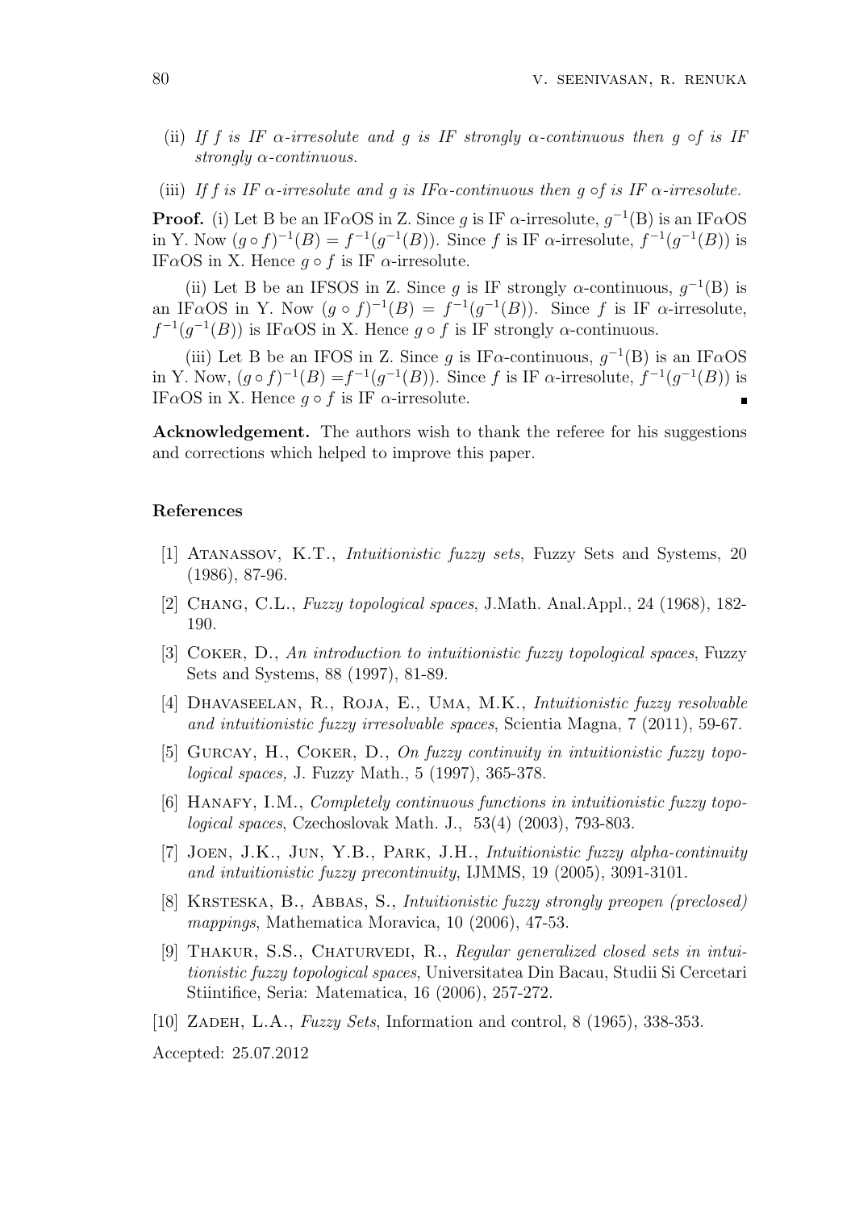(ii) *If $f$ is IF $\alpha$-irresolute and $g$ is IF strongly $\alpha$-continuous then $g \circ f$ is IF strongly $\alpha$-continuous.*

(iii) *If $f$ is IF $\alpha$-irresolute and $g$ is IF$\alpha$-continuous then $g \circ f$ is IF $\alpha$-irresolute.*

**Proof.** (i) Let B be an IF$\alpha$OS in Z. Since $g$ is IF $\alpha$-irresolute, $g^{-1}$(B) is an IF$\alpha$OS in Y. Now $(g \circ f)^{-1}(B) = f^{-1}(g^{-1}(B))$. Since $f$ is IF $\alpha$-irresolute, $f^{-1}(g^{-1}(B))$ is IF$\alpha$OS in X. Hence $g \circ f$ is IF $\alpha$-irresolute.

(ii) Let B be an IFSOS in Z. Since $g$ is IF strongly $\alpha$-continuous, $g^{-1}$(B) is an IF$\alpha$OS in Y. Now $(g \circ f)^{-1}(B) = f^{-1}(g^{-1}(B))$. Since $f$ is IF $\alpha$-irresolute, $f^{-1}(g^{-1}(B))$ is IF$\alpha$OS in X. Hence $g \circ f$ is IF strongly $\alpha$-continuous.

(iii) Let B be an IFOS in Z. Since $g$ is IF$\alpha$-continuous, $g^{-1}$(B) is an IF$\alpha$OS in Y. Now, $(g \circ f)^{-1}(B) = f^{-1}(g^{-1}(B))$. Since $f$ is IF $\alpha$-irresolute, $f^{-1}(g^{-1}(B))$ is IF$\alpha$OS in X. Hence $g \circ f$ is IF $\alpha$-irresolute. ∎

**Acknowledgement.** The authors wish to thank the referee for his suggestions and corrections which helped to improve this paper.

### References

[1] Atanassov, K.T., *Intuitionistic fuzzy sets*, Fuzzy Sets and Systems, 20 (1986), 87-96.

[2] Chang, C.L., *Fuzzy topological spaces*, J.Math. Anal.Appl., 24 (1968), 182-190.

[3] Coker, D., *An introduction to intuitionistic fuzzy topological spaces*, Fuzzy Sets and Systems, 88 (1997), 81-89.

[4] Dhavaseelan, R., Roja, E., Uma, M.K., *Intuitionistic fuzzy resolvable and intuitionistic fuzzy irresolvable spaces*, Scientia Magna, 7 (2011), 59-67.

[5] Gurcay, H., Coker, D., *On fuzzy continuity in intuitionistic fuzzy topological spaces,* J. Fuzzy Math., 5 (1997), 365-378.

[6] Hanafy, I.M., *Completely continuous functions in intuitionistic fuzzy topological spaces*, Czechoslovak Math. J., 53(4) (2003), 793-803.

[7] Joen, J.K., Jun, Y.B., Park, J.H., *Intuitionistic fuzzy alpha-continuity and intuitionistic fuzzy precontinuity*, IJMMS, 19 (2005), 3091-3101.

[8] Krsteska, B., Abbas, S., *Intuitionistic fuzzy strongly preopen (preclosed) mappings*, Mathematica Moravica, 10 (2006), 47-53.

[9] Thakur, S.S., Chaturvedi, R., *Regular generalized closed sets in intuitionistic fuzzy topological spaces*, Universitatea Din Bacau, Studii Si Cercetari Stiintifice, Seria: Matematica, 16 (2006), 257-272.

[10] Zadeh, L.A., *Fuzzy Sets*, Information and control, 8 (1965), 338-353.

Accepted: 25.07.2012